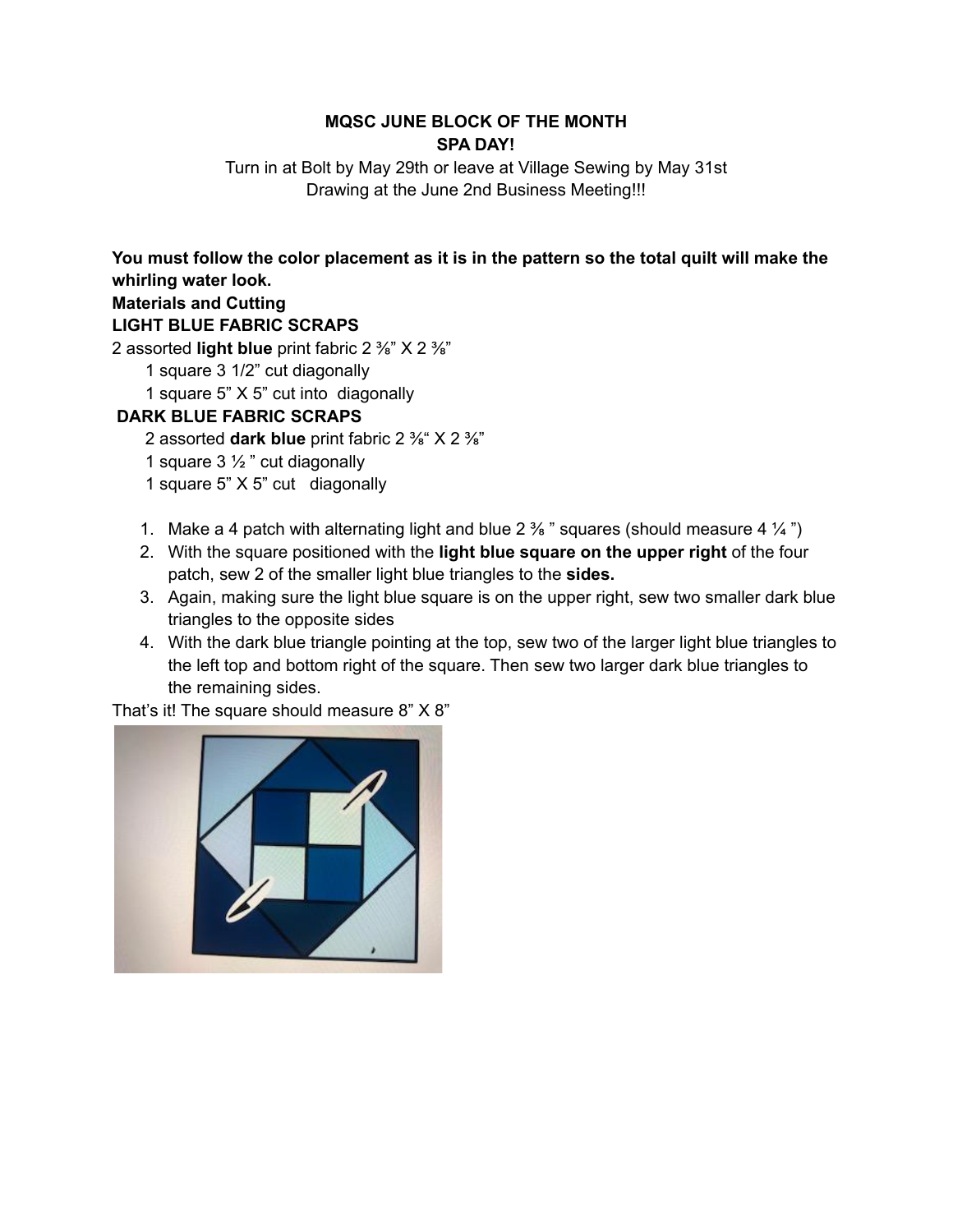**MQSC JUNE BLOCK OF THE MONTH**
**SPA DAY!**

Turn in at Bolt by May 29th or leave at Village Sewing by May 31st
Drawing at the June 2nd Business Meeting!!!

**You must follow the color placement as it is in the pattern so the total quilt will make the whirling water look.**

**Materials and Cutting**

**LIGHT BLUE FABRIC SCRAPS**

2 assorted **light blue** print fabric 2 ⅜" X 2 ⅜"

- 1 square 3 1/2" cut diagonally
- 1 square 5" X 5" cut into diagonally

**DARK BLUE FABRIC SCRAPS**

- 2 assorted **dark blue** print fabric 2 ⅜" X 2 ⅜"
- 1 square 3 ½ " cut diagonally
- 1 square 5" X 5" cut diagonally

1. Make a 4 patch with alternating light and blue 2 ⅜ " squares (should measure 4 ¼ ")
2. With the square positioned with the **light blue square on the upper right** of the four patch, sew 2 of the smaller light blue triangles to the **sides.**
3. Again, making sure the light blue square is on the upper right, sew two smaller dark blue triangles to the opposite sides
4. With the dark blue triangle pointing at the top, sew two of the larger light blue triangles to the left top and bottom right of the square. Then sew two larger dark blue triangles to the remaining sides.

That's it! The square should measure 8" X 8"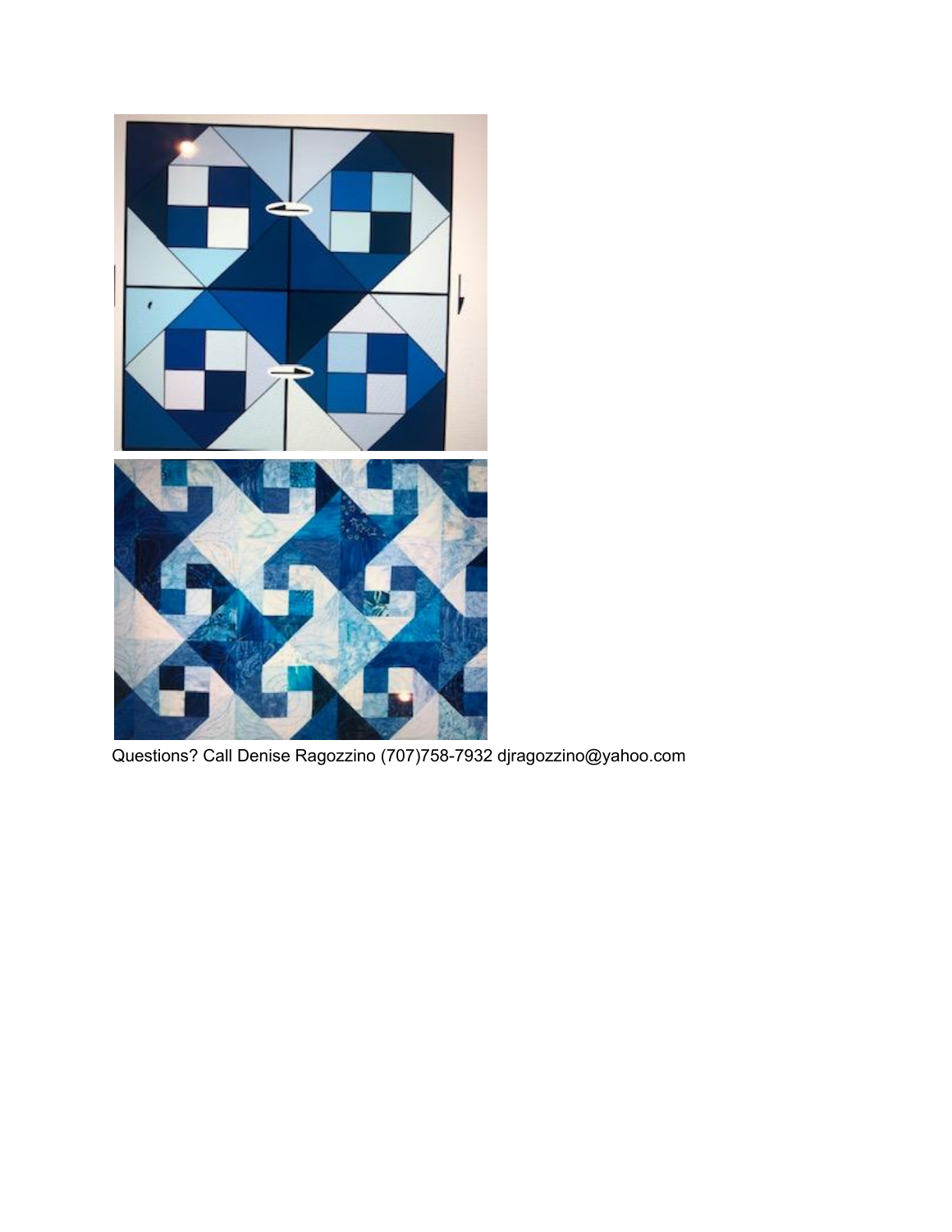Questions? Call Denise Ragozzino (707)758-7932 djragozzino@yahoo.com